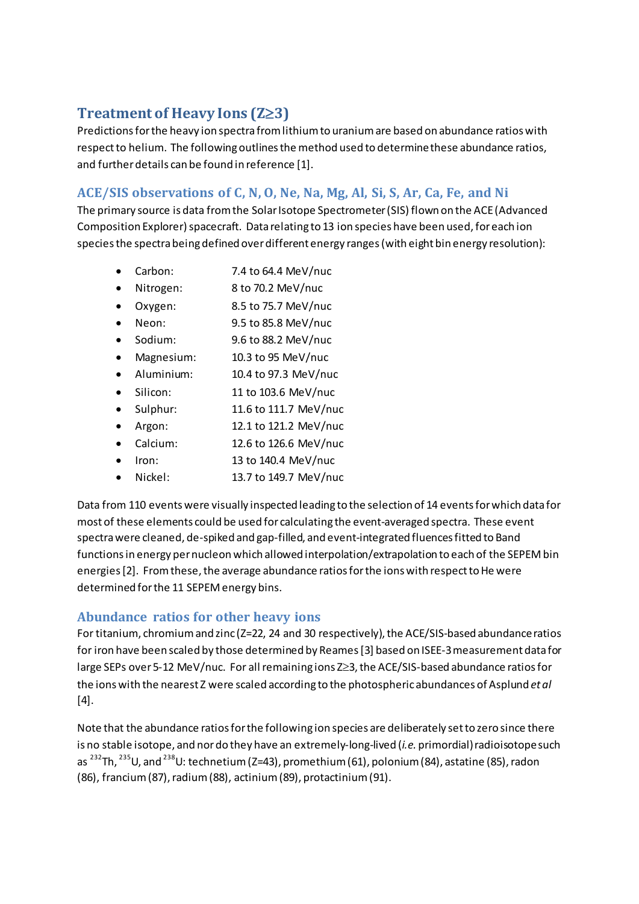## Treatment of Heavy Ions (Z≥3)

Predictions for the heavy ion spectra from lithium to uranium are based on abundance ratios with respect to helium. The following outlines the method used to determine these abundance ratios, and further details can be found in reference [1].

### ACE/SIS observations of C, N, O, Ne, Na, Mg, Al, Si, S, Ar, Ca, Fe, and Ni

The primary source is data from the Solar Isotope Spectrometer (SIS) flown on the ACE (Advanced Composition Explorer) spacecraft. Data relating to 13 ion species have been used, for each ion species the spectra being defined over different energy ranges (with eight bin energy resolution):

- Carbon: 7.4 to 64.4 MeV/nuc
- Nitrogen: 8 to 70.2 MeV/nuc
- Oxygen: 8.5 to 75.7 MeV/nuc
- Neon: 9.5 to 85.8 MeV/nuc
- Sodium: 9.6 to 88.2 MeV/nuc
- Magnesium: 10.3 to 95 MeV/nuc
- Aluminium: 10.4 to 97.3 MeV/nuc
- Silicon: 11 to 103.6 MeV/nuc
- Sulphur: 11.6 to 111.7 MeV/nuc
- Argon: 12.1 to 121.2 MeV/nuc
- Calcium: 12.6 to 126.6 MeV/nuc
- Iron: 13 to 140.4 MeV/nuc
- Nickel: 13.7 to 149.7 MeV/nuc

Data from 110 events were visually inspected leading to the selection of 14 events for which data for most of these elements could be used for calculating the event-averaged spectra. These event spectra were cleaned, de-spiked and gap-filled, and event-integrated fluences fitted to Band functions in energy per nucleon which allowed interpolation/extrapolation to each of the SEPEM bin energies [2]. From these, the average abundance ratios for the ions with respect to He were determined for the 11 SEPEM energy bins.

### Abundance ratios for other heavy ions

For titanium, chromium and zinc (Z=22, 24 and 30 respectively), the ACE/SIS-based abundance ratios for iron have been scaled by those determined by Reames [3] based on ISEE-3 measurement data for large SEPs over 5-12 MeV/nuc. For all remaining ions Z≥3, the ACE/SIS-based abundance ratios for the ions with the nearest Z were scaled according to the photospheric abundances of Asplund *et al* [4].

Note that the abundance ratios for the following ion species are deliberately set to zero since there is no stable isotope, and nor do they have an extremely-long-lived (*i.e.* primordial) radioisotope such as $^{232}$Th, $^{235}$U, and $^{238}$U: technetium (Z=43), promethium (61), polonium (84), astatine (85), radon (86), francium (87), radium (88), actinium (89), protactinium (91).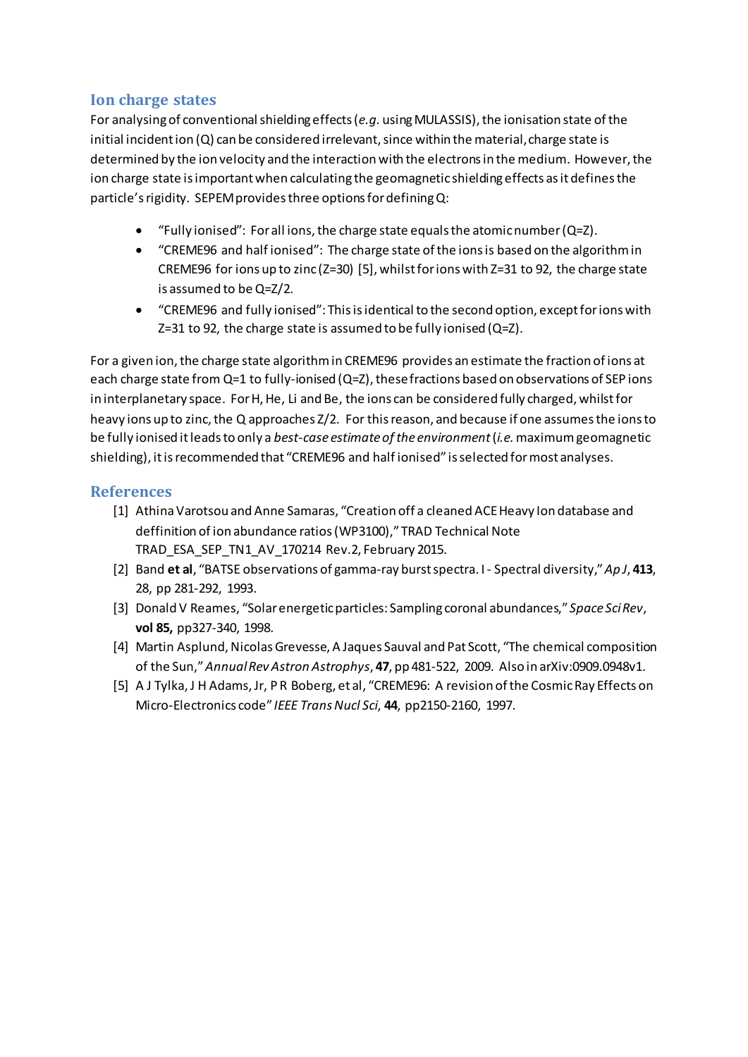## Ion charge states

For analysing of conventional shielding effects (*e.g.* using MULASSIS), the ionisation state of the initial incident ion (Q) can be considered irrelevant, since within the material, charge state is determined by the ion velocity and the interaction with the electrons in the medium. However, the ion charge state is important when calculating the geomagnetic shielding effects as it defines the particle's rigidity. SEPEM provides three options for defining Q:

- "Fully ionised": For all ions, the charge state equals the atomic number (Q=Z).
- "CREME96 and half ionised": The charge state of the ions is based on the algorithm in CREME96 for ions up to zinc (Z=30) [5], whilst for ions with Z=31 to 92, the charge state is assumed to be Q=Z/2.
- "CREME96 and fully ionised": This is identical to the second option, except for ions with Z=31 to 92, the charge state is assumed to be fully ionised (Q=Z).

For a given ion, the charge state algorithm in CREME96 provides an estimate the fraction of ions at each charge state from Q=1 to fully-ionised (Q=Z), these fractions based on observations of SEP ions in interplanetary space. For H, He, Li and Be, the ions can be considered fully charged, whilst for heavy ions up to zinc, the Q approaches Z/2. For this reason, and because if one assumes the ions to be fully ionised it leads to only a *best-case estimate of the environment* (*i.e.* maximum geomagnetic shielding), it is recommended that "CREME96 and half ionised" is selected for most analyses.

## References

[1] Athina Varotsou and Anne Samaras, "Creation off a cleaned ACE Heavy Ion database and deffinition of ion abundance ratios (WP3100)," TRAD Technical Note TRAD_ESA_SEP_TN1_AV_170214 Rev.2, February 2015.

[2] Band **et al**, "BATSE observations of gamma-ray burst spectra. I - Spectral diversity," *Ap J*, **413**, 28, pp 281-292, 1993.

[3] Donald V Reames, "Solar energetic particles: Sampling coronal abundances," *Space Sci Rev*, **vol 85,** pp327-340, 1998.

[4] Martin Asplund, Nicolas Grevesse, A Jaques Sauval and Pat Scott, "The chemical composition of the Sun," *Annual Rev Astron Astrophys*, **47**, pp 481-522, 2009. Also in arXiv:0909.0948v1.

[5] A J Tylka, J H Adams, Jr, P R Boberg, et al, "CREME96: A revision of the Cosmic Ray Effects on Micro-Electronics code" *IEEE Trans Nucl Sci*, **44**, pp2150-2160, 1997.